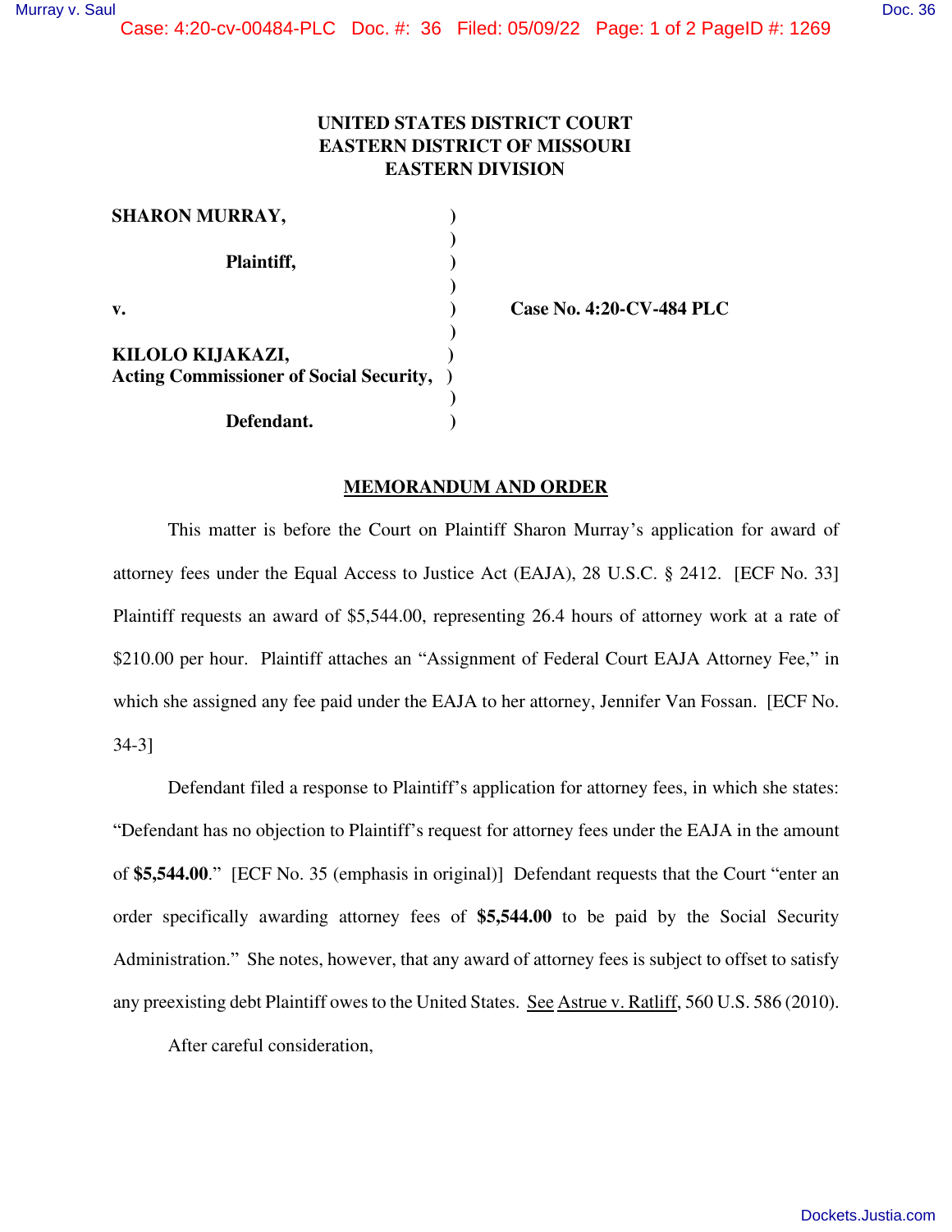**UNITED STATES DISTRICT COURT**
**EASTERN DISTRICT OF MISSOURI**
**EASTERN DIVISION**

| | | |
|---|---|---|
| **SHARON MURRAY,** | ) | |
| | ) | |
| **Plaintiff,** | ) | |
| | ) | |
| **v.** | ) | **Case No. 4:20-CV-484 PLC** |
| | ) | |
| **KILOLO KIJAKAZI,** | ) | |
| **Acting Commissioner of Social Security,** | ) | |
| | ) | |
| **Defendant.** | ) | |

**MEMORANDUM AND ORDER**

This matter is before the Court on Plaintiff Sharon Murray's application for award of attorney fees under the Equal Access to Justice Act (EAJA), 28 U.S.C. § 2412. [ECF No. 33] Plaintiff requests an award of $5,544.00, representing 26.4 hours of attorney work at a rate of $210.00 per hour. Plaintiff attaches an "Assignment of Federal Court EAJA Attorney Fee," in which she assigned any fee paid under the EAJA to her attorney, Jennifer Van Fossan. [ECF No. 34-3]

Defendant filed a response to Plaintiff's application for attorney fees, in which she states: "Defendant has no objection to Plaintiff's request for attorney fees under the EAJA in the amount of **$5,544.00**." [ECF No. 35 (emphasis in original)] Defendant requests that the Court "enter an order specifically awarding attorney fees of **$5,544.00** to be paid by the Social Security Administration." She notes, however, that any award of attorney fees is subject to offset to satisfy any preexisting debt Plaintiff owes to the United States. See Astrue v. Ratliff, 560 U.S. 586 (2010).

After careful consideration,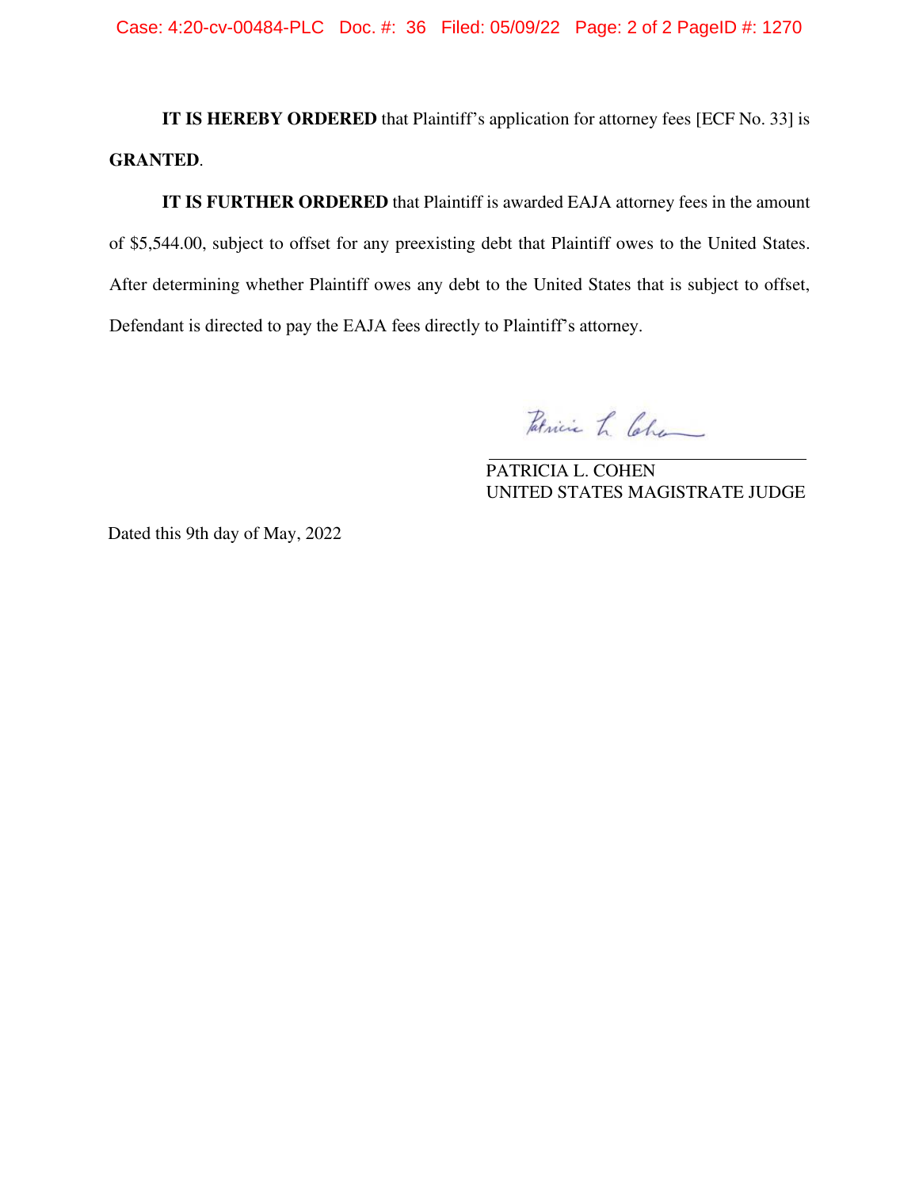**IT IS HEREBY ORDERED** that Plaintiff's application for attorney fees [ECF No. 33] is **GRANTED**.

**IT IS FURTHER ORDERED** that Plaintiff is awarded EAJA attorney fees in the amount of $5,544.00, subject to offset for any preexisting debt that Plaintiff owes to the United States. After determining whether Plaintiff owes any debt to the United States that is subject to offset, Defendant is directed to pay the EAJA fees directly to Plaintiff's attorney.

PATRICIA L. COHEN
UNITED STATES MAGISTRATE JUDGE

Dated this 9th day of May, 2022